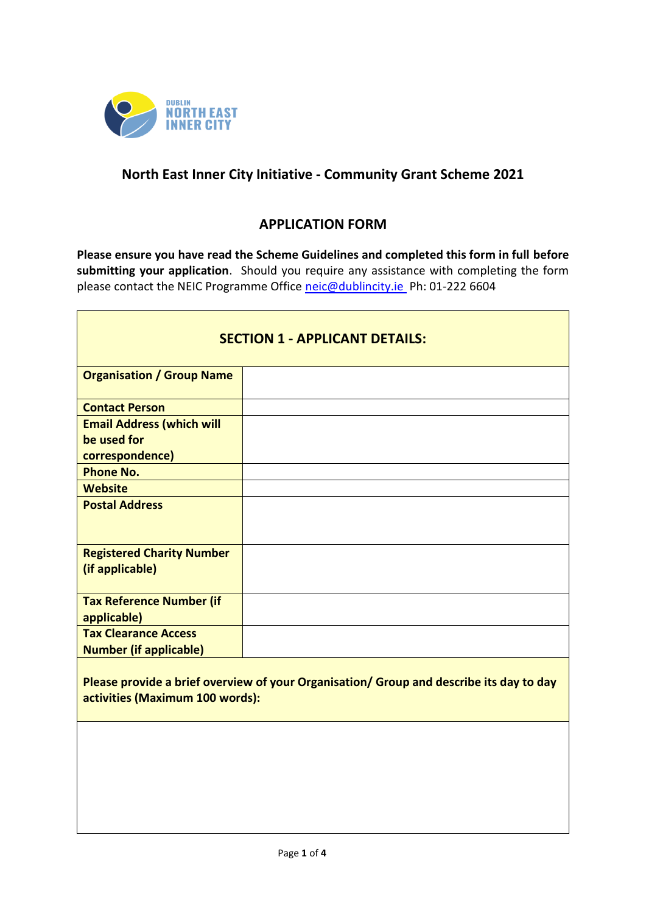DUBLIN NORTH EAST INNER CITY

# North East Inner City Initiative - Community Grant Scheme 2021

## APPLICATION FORM

**Please ensure you have read the Scheme Guidelines and completed this form in full before submitting your application**. Should you require any assistance with completing the form please contact the NEIC Programme Office neic@dublincity.ie Ph: 01-222 6604

| SECTION 1 - APPLICANT DETAILS: | |
|---|---|
| **Organisation / Group Name** | |
| **Contact Person** | |
| **Email Address (which will be used for correspondence)** | |
| **Phone No.** | |
| **Website** | |
| **Postal Address** | |
| **Registered Charity Number (if applicable)** | |
| **Tax Reference Number (if applicable)** | |
| **Tax Clearance Access Number (if applicable)** | |

| **Please provide a brief overview of your Organisation/ Group and describe its day to day activities (Maximum 100 words):** |
|---|
| |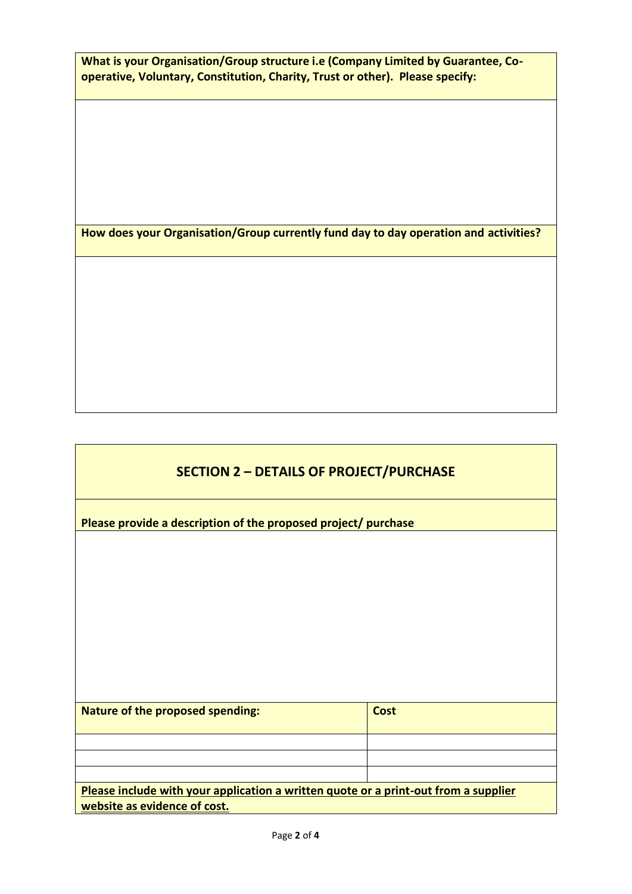**What is your Organisation/Group structure i.e (Company Limited by Guarantee, Co-operative, Voluntary, Constitution, Charity, Trust or other). Please specify:**

**How does your Organisation/Group currently fund day to day operation and activities?**

## SECTION 2 – DETAILS OF PROJECT/PURCHASE

**Please provide a description of the proposed project/ purchase**

| Nature of the proposed spending: | Cost |
|---|---|
| | |
| | |
| | |

**<u>Please include with your application a written quote or a print-out from a supplier website as evidence of cost.</u>**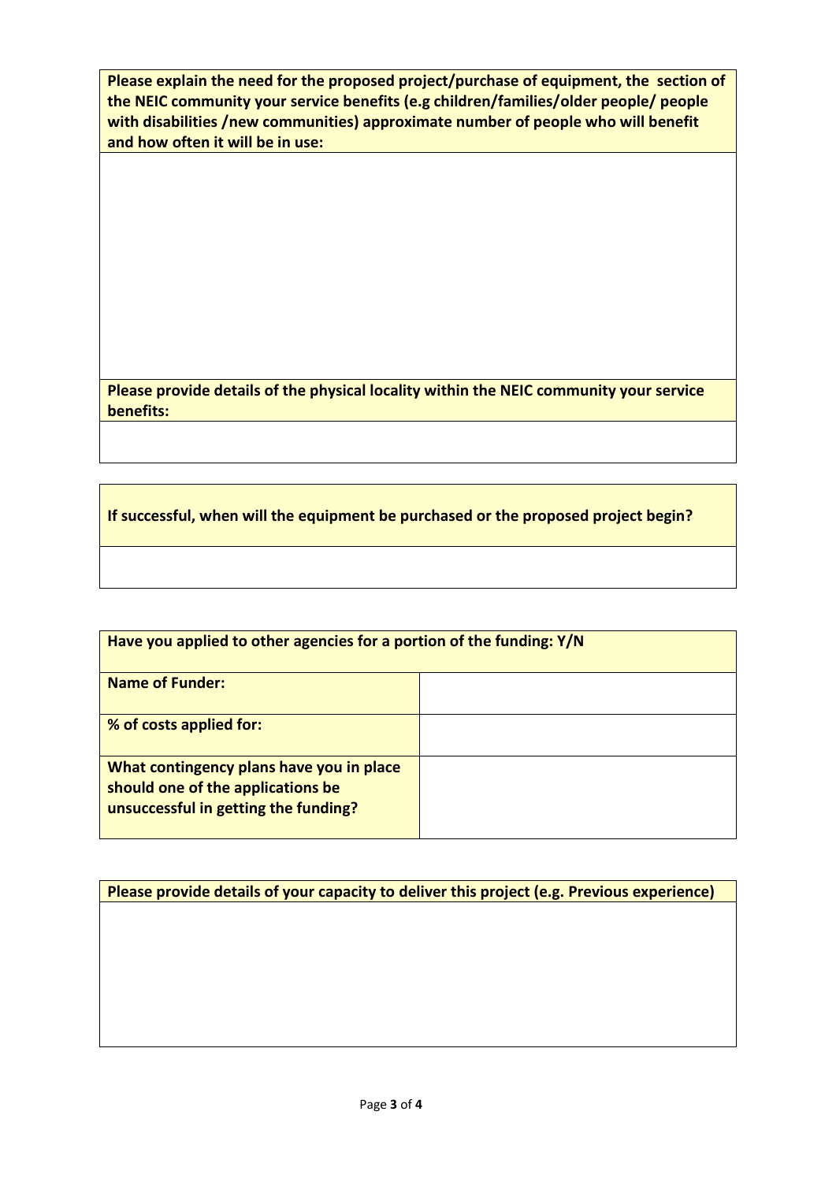| **Please explain the need for the proposed project/purchase of equipment, the section of the NEIC community your service benefits (e.g children/families/older people/ people with disabilities /new communities) approximate number of people who will benefit and how often it will be in use:** |
| --- |
| |

| **Please provide details of the physical locality within the NEIC community your service benefits:** |
| --- |
| |

| **If successful, when will the equipment be purchased or the proposed project begin?** |
| --- |
| |

| **Have you applied to other agencies for a portion of the funding: Y/N** | |
| --- | --- |
| **Name of Funder:** | |
| **% of costs applied for:** | |
| **What contingency plans have you in place should one of the applications be unsuccessful in getting the funding?** | |

| **Please provide details of your capacity to deliver this project (e.g. Previous experience)** |
| --- |
| |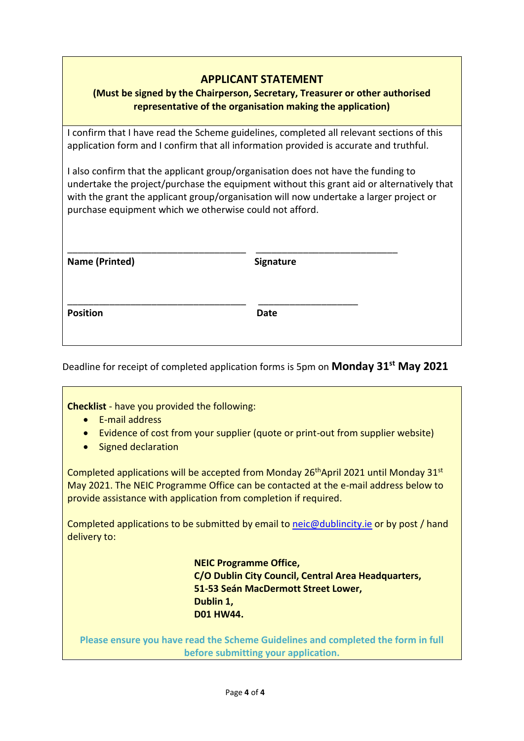## APPLICANT STATEMENT

**(Must be signed by the Chairperson, Secretary, Treasurer or other authorised representative of the organisation making the application)**

I confirm that I have read the Scheme guidelines, completed all relevant sections of this application form and I confirm that all information provided is accurate and truthful.

I also confirm that the applicant group/organisation does not have the funding to undertake the project/purchase the equipment without this grant aid or alternatively that with the grant the applicant group/organisation will now undertake a larger project or purchase equipment which we otherwise could not afford.

| | |
|---|---|
| ___________________________________ | ____________________________ |
| **Name (Printed)** | **Signature** |
| ___________________________________ | ____________________ |
| **Position** | **Date** |

Deadline for receipt of completed application forms is 5pm on **Monday 31st May 2021**

**Checklist** - have you provided the following:

- E-mail address
- Evidence of cost from your supplier (quote or print-out from supplier website)
- Signed declaration

Completed applications will be accepted from Monday 26th April 2021 until Monday 31st May 2021. The NEIC Programme Office can be contacted at the e-mail address below to provide assistance with application from completion if required.

Completed applications to be submitted by email to neic@dublincity.ie or by post / hand delivery to:

**NEIC Programme Office,**
**C/O Dublin City Council, Central Area Headquarters,**
**51-53 Seán MacDermott Street Lower,**
**Dublin 1,**
**D01 HW44.**

**Please ensure you have read the Scheme Guidelines and completed the form in full before submitting your application.**